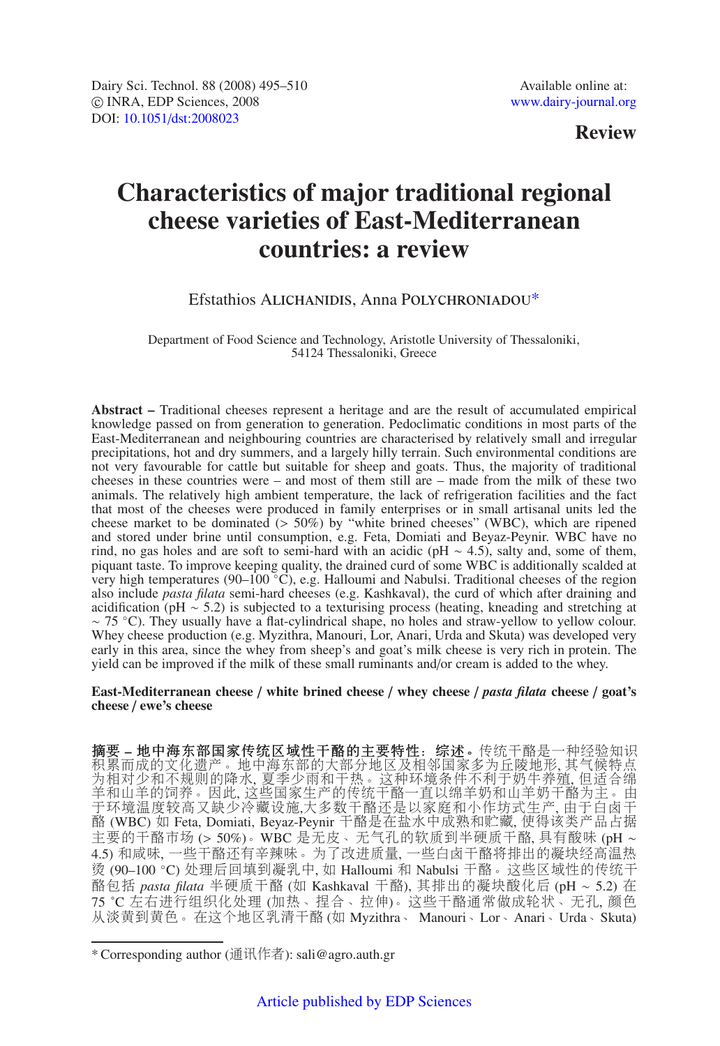## **Review**

# **Characteristics of major traditional regional cheese varieties of East-Mediterranean countries: a review**

## Efstathios Alichanidis, Anna Polychroniadou\*

Department of Food Science and Technology, Aristotle University of Thessaloniki, 54124 Thessaloniki, Greece

**Abstract –** Traditional cheeses represent a heritage and are the result of accumulated empirical knowledge passed on from generation to generation. Pedoclimatic conditions in most parts of the East-Mediterranean and neighbouring countries are characterised by relatively small and irregular precipitations, hot and dry summers, and a largely hilly terrain. Such environmental conditions are not very favourable for cattle but suitable for sheep and goats. Thus, the majority of traditional cheeses in these countries were – and most of them still are – made from the milk of these two animals. The relatively high ambient temperature, the lack of refrigeration facilities and the fact that most of the cheeses were produced in family enterprises or in small artisanal units led the cheese market to be dominated  $(> 50\%)$  by "white brined cheeses" (WBC), which are ripened and stored under brine until consumption, e.g. Feta, Domiati and Beyaz-Peynir. WBC have no rind, no gas holes and are soft to semi-hard with an acidic (pH  $\sim$  4.5), salty and, some of them, piquant taste. To improve keeping quality, the drained curd of some WBC is additionally scalded at very high temperatures (90–100 ◦C), e.g. Halloumi and Nabulsi. Traditional cheeses of the region also include *pasta filata* semi-hard cheeses (e.g. Kashkaval), the curd of which after draining and acidification (pH  $\sim$  5.2) is subjected to a texturising process (heating, kneading and stretching at ∼ 75 ◦C). They usually have a flat-cylindrical shape, no holes and straw-yellow to yellow colour. Whey cheese production (e.g. Myzithra, Manouri, Lor, Anari, Urda and Skuta) was developed very early in this area, since the whey from sheep's and goat's milk cheese is very rich in protein. The yield can be improved if the milk of these small ruminants and/or cream is added to the whey.

#### **East-Mediterranean cheese** / **white brined cheese** / **whey cheese** / *pasta filata* **cheese** / **goat's cheese** / **ewe's cheese**

摘要 **–** 地中海东部国家传统区域性干酪的主要特性:综述。传统干酪是一种经验知识 积累而成的文化遗产。地中海东部的大部分地区及相邻国家多为丘陵地形, 其气候特点 为相对少和不规则的降水, 夏季少雨和干热。这种环境条件不利于奶牛养殖, 但适合绵 羊和山羊的饲养。因此, 这些国家生产的传统干酪一直以绵羊奶和山羊奶干酪为主。由 于环境温度较高又缺少冷藏设施,大多数干酪还是以家庭和小作坊式生产, 由于白卤干 酪 (WBC) 如 Feta, Domiati, Beyaz-Peynir 干酪是在盐水中成熟和贮藏, 使得该类产品占据 主要的干酪市场 (> 50%)。WBC 是无皮、无气孔的软质到半硬质干酪, 具有酸味 (pH ∼ 4.5) 和咸味, 一些干酪还有辛辣味。为了改进质量, 一些白卤干酪将排出的凝块经高温热 烫 (90–100 ◦C) 处理后回填到凝乳中, 如 Halloumi 和 Nabulsi 干酪。这些区域性的传统干 酪包括 *pasta filata* 半硬质干酪 (如 Kashkaval 干酪), 其排出的凝块酸化后 (pH ∼ 5.2) 在 75 ˚C 左右进行组织化处理 (加热、捏合、拉伸)。这些干酪通常做成轮状、无孔, 颜色 从淡黄到黄色。在这个地区乳清干酪 (如 Myzithra、 Manouri、Lor、Anari、Urda、Skuta)

<sup>\*</sup> Corresponding author (通讯作者): sali@agro.auth.gr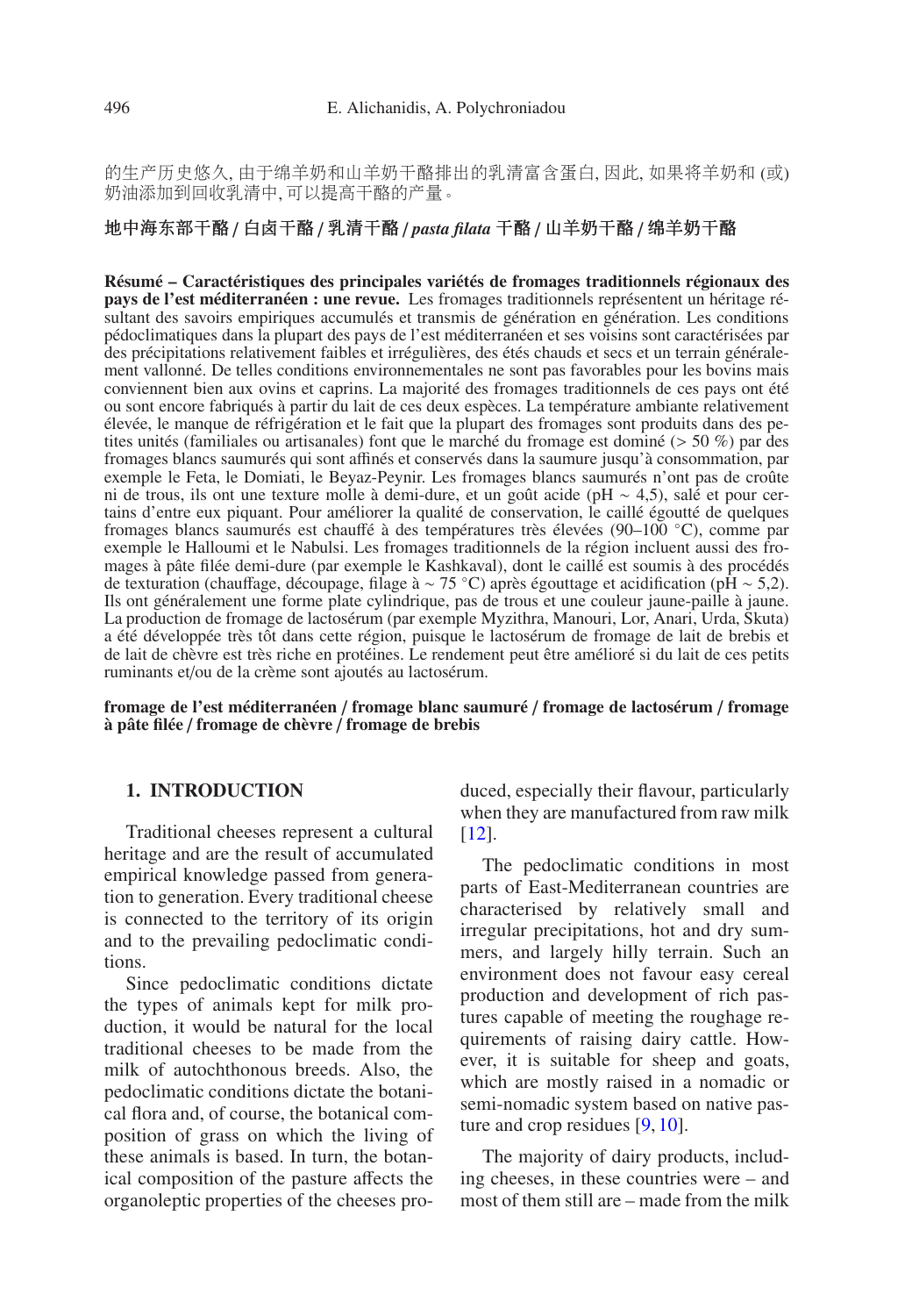的生产历史悠久, 由于绵羊奶和山羊奶干酪排出的乳清富含蛋白, 因此, 如果将羊奶和 (或) 奶油添加到回收乳清中, 可以提高干酪的产量。

### 地中海东部干酪 / 白卤干酪 / 乳清干酪 / *pasta filata* 干酪 / 山羊奶干酪 / 绵羊奶干酪

**Résumé – Caractéristiques des principales variétés de fromages traditionnels régionaux des pays de l'est méditerranéen : une revue.** Les fromages traditionnels représentent un héritage résultant des savoirs empiriques accumulés et transmis de génération en génération. Les conditions pédoclimatiques dans la plupart des pays de l'est méditerranéen et ses voisins sont caractérisées par des précipitations relativement faibles et irrégulières, des étés chauds et secs et un terrain généralement vallonné. De telles conditions environnementales ne sont pas favorables pour les bovins mais conviennent bien aux ovins et caprins. La majorité des fromages traditionnels de ces pays ont été ou sont encore fabriqués à partir du lait de ces deux espèces. La température ambiante relativement élevée, le manque de réfrigération et le fait que la plupart des fromages sont produits dans des petites unités (familiales ou artisanales) font que le marché du fromage est dominé (> 50 %) par des fromages blancs saumurés qui sont affinés et conservés dans la saumure jusqu'à consommation, par exemple le Feta, le Domiati, le Beyaz-Peynir. Les fromages blancs saumurés n'ont pas de croûte ni de trous, ils ont une texture molle à demi-dure, et un goût acide (pH ∼ 4,5), salé et pour certains d'entre eux piquant. Pour améliorer la qualité de conservation, le caillé égoutté de quelques fromages blancs saumurés est chauffé à des températures très élevées (90–100 ◦C), comme par exemple le Halloumi et le Nabulsi. Les fromages traditionnels de la région incluent aussi des fromages à pâte filée demi-dure (par exemple le Kashkaval), dont le caillé est soumis à des procédés de texturation (chauffage, découpage, filage à ∼ 75 ◦C) après égouttage et acidification (pH ∼ 5,2). Ils ont généralement une forme plate cylindrique, pas de trous et une couleur jaune-paille à jaune. La production de fromage de lactosérum (par exemple Myzithra, Manouri, Lor, Anari, Urda, Skuta) a été développée très tôt dans cette région, puisque le lactosérum de fromage de lait de brebis et de lait de chèvre est très riche en protéines. Le rendement peut être amélioré si du lait de ces petits ruminants et/ou de la crème sont ajoutés au lactosérum.

**fromage de l'est méditerranéen** / **fromage blanc saumuré** / **fromage de lactosérum** / **fromage à pâte filée** / **fromage de chèvre** / **fromage de brebis**

#### **1. INTRODUCTION**

Traditional cheeses represent a cultural heritage and are the result of accumulated empirical knowledge passed from generation to generation. Every traditional cheese is connected to the territory of its origin and to the prevailing pedoclimatic conditions.

Since pedoclimatic conditions dictate the types of animals kept for milk production, it would be natural for the local traditional cheeses to be made from the milk of autochthonous breeds. Also, the pedoclimatic conditions dictate the botanical flora and, of course, the botanical composition of grass on which the living of these animals is based. In turn, the botanical composition of the pasture affects the organoleptic properties of the cheeses produced, especially their flavour, particularly when they are manufactured from raw milk [\[12\]](#page-13-0).

The pedoclimatic conditions in most parts of East-Mediterranean countries are characterised by relatively small and irregular precipitations, hot and dry summers, and largely hilly terrain. Such an environment does not favour easy cereal production and development of rich pastures capable of meeting the roughage requirements of raising dairy cattle. However, it is suitable for sheep and goats, which are mostly raised in a nomadic or semi-nomadic system based on native pasture and crop residues [\[9,](#page-13-1) [10\]](#page-13-2).

The majority of dairy products, including cheeses, in these countries were – and most of them still are – made from the milk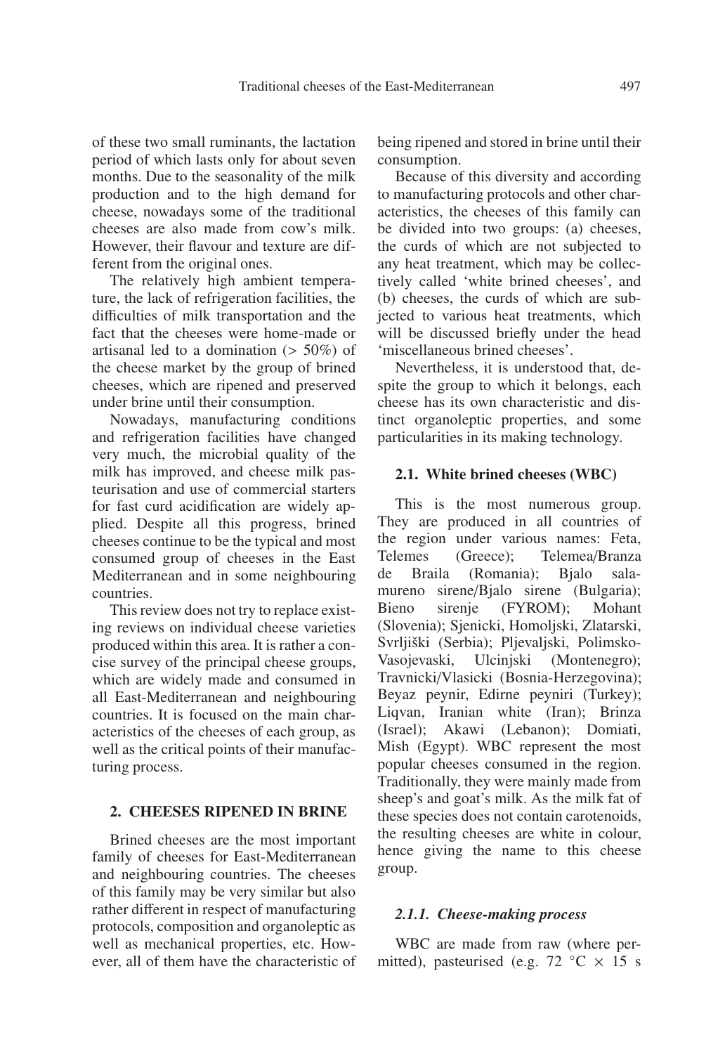of these two small ruminants, the lactation period of which lasts only for about seven months. Due to the seasonality of the milk production and to the high demand for cheese, nowadays some of the traditional cheeses are also made from cow's milk. However, their flavour and texture are different from the original ones.

The relatively high ambient temperature, the lack of refrigeration facilities, the difficulties of milk transportation and the fact that the cheeses were home-made or artisanal led to a domination (> 50%) of the cheese market by the group of brined cheeses, which are ripened and preserved under brine until their consumption.

Nowadays, manufacturing conditions and refrigeration facilities have changed very much, the microbial quality of the milk has improved, and cheese milk pasteurisation and use of commercial starters for fast curd acidification are widely applied. Despite all this progress, brined cheeses continue to be the typical and most consumed group of cheeses in the East Mediterranean and in some neighbouring countries.

This review does not try to replace existing reviews on individual cheese varieties produced within this area. It is rather a concise survey of the principal cheese groups, which are widely made and consumed in all East-Mediterranean and neighbouring countries. It is focused on the main characteristics of the cheeses of each group, as well as the critical points of their manufacturing process.

#### **2. CHEESES RIPENED IN BRINE**

Brined cheeses are the most important family of cheeses for East-Mediterranean and neighbouring countries. The cheeses of this family may be very similar but also rather different in respect of manufacturing protocols, composition and organoleptic as well as mechanical properties, etc. However, all of them have the characteristic of being ripened and stored in brine until their consumption.

Because of this diversity and according to manufacturing protocols and other characteristics, the cheeses of this family can be divided into two groups: (a) cheeses, the curds of which are not subjected to any heat treatment, which may be collectively called 'white brined cheeses', and (b) cheeses, the curds of which are subjected to various heat treatments, which will be discussed briefly under the head 'miscellaneous brined cheeses'.

Nevertheless, it is understood that, despite the group to which it belongs, each cheese has its own characteristic and distinct organoleptic properties, and some particularities in its making technology.

#### **2.1. White brined cheeses (WBC)**

This is the most numerous group. They are produced in all countries of the region under various names: Feta, Telemes (Greece); Telemea/Branza de Braila (Romania); Bjalo salamureno sirene/Bjalo sirene (Bulgaria); Bieno sirenje (FYROM); Mohant (Slovenia); Sjenicki, Homoljski, Zlatarski, Svrljiški (Serbia); Pljevaljski, Polimsko-Vasojevaski, Ulcinjski (Montenegro); Travnicki/Vlasicki (Bosnia-Herzegovina); Beyaz peynir, Edirne peyniri (Turkey); Liqvan, Iranian white (Iran); Brinza (Israel); Akawi (Lebanon); Domiati, Mish (Egypt). WBC represent the most popular cheeses consumed in the region. Traditionally, they were mainly made from sheep's and goat's milk. As the milk fat of these species does not contain carotenoids, the resulting cheeses are white in colour, hence giving the name to this cheese group.

#### *2.1.1. Cheese-making process*

WBC are made from raw (where permitted), pasteurised (e.g.  $72 \text{ °C} \times 15 \text{ s}$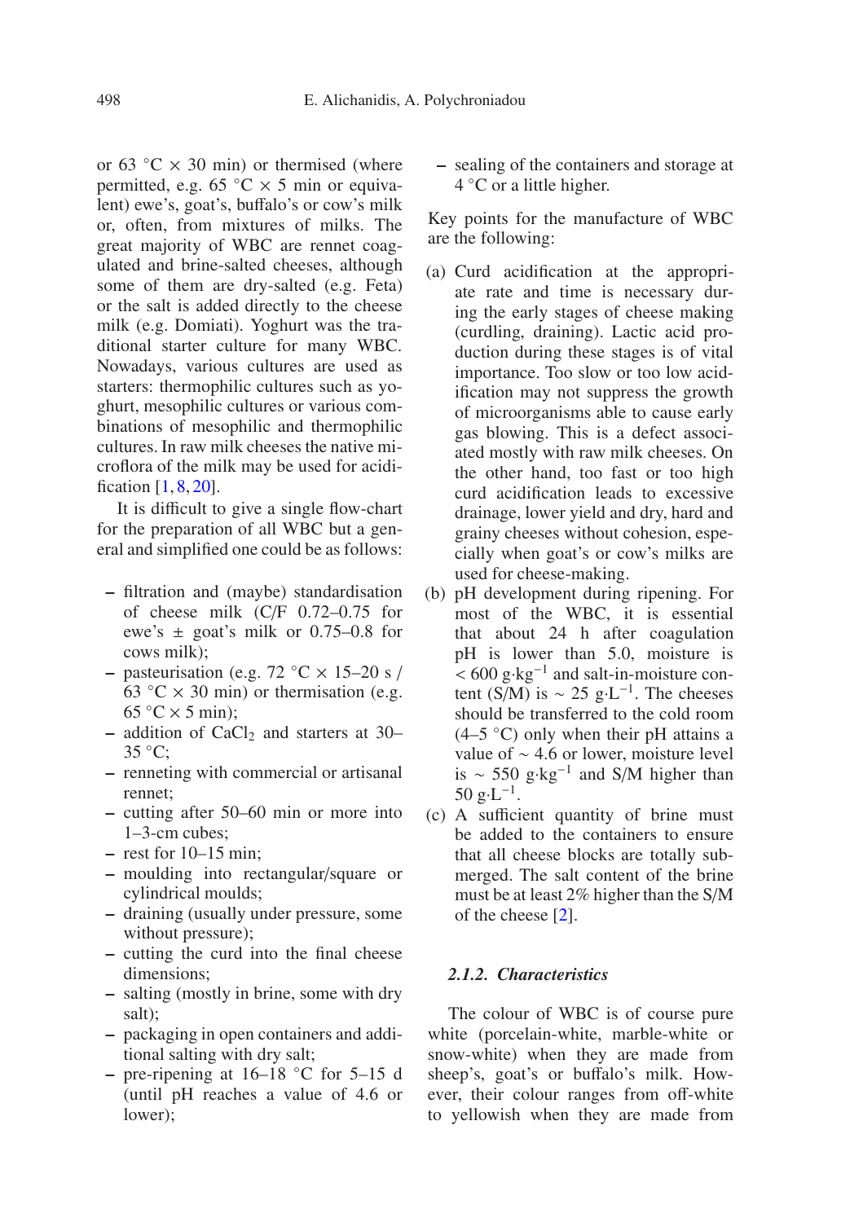or 63  $°C \times 30$  min) or thermised (where permitted, e.g. 65  $\degree$ C  $\times$  5 min or equivalent) ewe's, goat's, buffalo's or cow's milk or, often, from mixtures of milks. The great majority of WBC are rennet coagulated and brine-salted cheeses, although some of them are dry-salted (e.g. Feta) or the salt is added directly to the cheese milk (e.g. Domiati). Yoghurt was the traditional starter culture for many WBC. Nowadays, various cultures are used as starters: thermophilic cultures such as yoghurt, mesophilic cultures or various combinations of mesophilic and thermophilic cultures. In raw milk cheeses the native microflora of the milk may be used for acidification  $[1, 8, 20]$  $[1, 8, 20]$  $[1, 8, 20]$  $[1, 8, 20]$  $[1, 8, 20]$ .

It is difficult to give a single flow-chart for the preparation of all WBC but a general and simplified one could be as follows:

- **–** filtration and (maybe) standardisation of cheese milk (C/F 0.72–0.75 for ewe's  $\pm$  goat's milk or 0.75–0.8 for cows milk);
- **–** pasteurisation (e.g. 72 ◦C × 15–20 s / 63  $°C \times 30$  min) or thermisation (e.g.  $65\text{ °C} \times 5 \text{ min}$ :
- addition of CaCl<sub>2</sub> and starters at 30– 35 ◦C;
- **–** renneting with commercial or artisanal rennet;
- **–** cutting after 50–60 min or more into 1–3-cm cubes;
- **–** rest for 10–15 min;
- **–** moulding into rectangular/square or cylindrical moulds;
- **–** draining (usually under pressure, some without pressure);
- **–** cutting the curd into the final cheese dimensions;
- **–** salting (mostly in brine, some with dry salt);
- **–** packaging in open containers and additional salting with dry salt;
- **–** pre-ripening at 16–18 ◦C for 5–15 d (until pH reaches a value of 4.6 or lower);

**–** sealing of the containers and storage at  $4^{\circ}$ C or a little higher.

Key points for the manufacture of WBC are the following:

- (a) Curd acidification at the appropriate rate and time is necessary during the early stages of cheese making (curdling, draining). Lactic acid production during these stages is of vital importance. Too slow or too low acidification may not suppress the growth of microorganisms able to cause early gas blowing. This is a defect associated mostly with raw milk cheeses. On the other hand, too fast or too high curd acidification leads to excessive drainage, lower yield and dry, hard and grainy cheeses without cohesion, especially when goat's or cow's milks are used for cheese-making.
- (b) pH development during ripening. For most of the WBC, it is essential that about 24 h after coagulation pH is lower than 5.0, moisture is  $< 600 \text{ g} \cdot \text{kg}^{-1}$  and salt-in-moisture content (S/M) is ~ 25 g⋅L<sup>-1</sup>. The cheeses should be transferred to the cold room  $(4-5 \degree C)$  only when their pH attains a value of ∼ 4.6 or lower, moisture level is ~ 550 g⋅kg<sup>-1</sup> and S/M higher than  $50 \text{ g} \cdot \text{L}^{-1}$ .
- (c) A sufficient quantity of brine must be added to the containers to ensure that all cheese blocks are totally submerged. The salt content of the brine must be at least 2% higher than the S/M of the cheese [\[2\]](#page-12-1).

## *2.1.2. Characteristics*

The colour of WBC is of course pure white (porcelain-white, marble-white or snow-white) when they are made from sheep's, goat's or buffalo's milk. However, their colour ranges from off-white to yellowish when they are made from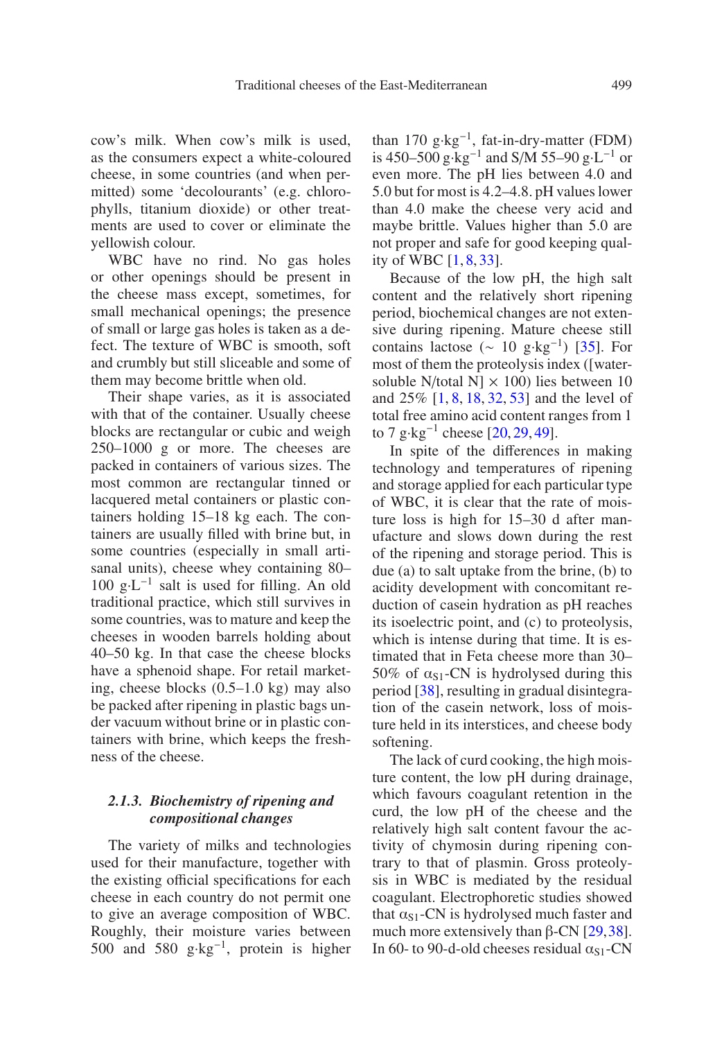cow's milk. When cow's milk is used, as the consumers expect a white-coloured cheese, in some countries (and when permitted) some 'decolourants' (e.g. chlorophylls, titanium dioxide) or other treatments are used to cover or eliminate the yellowish colour.

WBC have no rind. No gas holes or other openings should be present in the cheese mass except, sometimes, for small mechanical openings; the presence of small or large gas holes is taken as a defect. The texture of WBC is smooth, soft and crumbly but still sliceable and some of them may become brittle when old.

Their shape varies, as it is associated with that of the container. Usually cheese blocks are rectangular or cubic and weigh 250–1000 g or more. The cheeses are packed in containers of various sizes. The most common are rectangular tinned or lacquered metal containers or plastic containers holding 15–18 kg each. The containers are usually filled with brine but, in some countries (especially in small artisanal units), cheese whey containing 80–  $100 \text{ g} \cdot \text{L}^{-1}$  salt is used for filling. An old traditional practice, which still survives in some countries, was to mature and keep the cheeses in wooden barrels holding about 40–50 kg. In that case the cheese blocks have a sphenoid shape. For retail marketing, cheese blocks (0.5–1.0 kg) may also be packed after ripening in plastic bags under vacuum without brine or in plastic containers with brine, which keeps the freshness of the cheese.

## *2.1.3. Biochemistry of ripening and compositional changes*

The variety of milks and technologies used for their manufacture, together with the existing official specifications for each cheese in each country do not permit one to give an average composition of WBC. Roughly, their moisture varies between 500 and 580 g·kg−1, protein is higher than 170 g·kg−1, fat-in-dry-matter (FDM) is 450–500 g·kg−<sup>1</sup> and S/M 55–90 g·L−<sup>1</sup> or even more. The pH lies between 4.0 and 5.0 but for most is 4.2–4.8. pH values lower than 4.0 make the cheese very acid and maybe brittle. Values higher than 5.0 are not proper and safe for good keeping quality of WBC [\[1](#page-12-0), [8,](#page-13-3) [33\]](#page-14-0).

Because of the low pH, the high salt content and the relatively short ripening period, biochemical changes are not extensive during ripening. Mature cheese still contains lactose ( $\sim 10$  g·kg<sup>-1</sup>) [\[35\]](#page-14-1). For most of them the proteolysis index ([watersoluble N/total N]  $\times$  100) lies between 10 and 25% [\[1](#page-12-0), [8,](#page-13-3) [18,](#page-13-5) [32](#page-14-2), [53\]](#page-15-0) and the level of total free amino acid content ranges from 1 to 7 g⋅kg<sup>-1</sup> cheese [\[20](#page-13-4), [29,](#page-14-3) [49\]](#page-15-1).

In spite of the differences in making technology and temperatures of ripening and storage applied for each particular type of WBC, it is clear that the rate of moisture loss is high for 15–30 d after manufacture and slows down during the rest of the ripening and storage period. This is due (a) to salt uptake from the brine, (b) to acidity development with concomitant reduction of casein hydration as pH reaches its isoelectric point, and (c) to proteolysis, which is intense during that time. It is estimated that in Feta cheese more than 30– 50% of  $\alpha_{S1}$ -CN is hydrolysed during this period [\[38\]](#page-14-4), resulting in gradual disintegration of the casein network, loss of moisture held in its interstices, and cheese body softening.

The lack of curd cooking, the high moisture content, the low pH during drainage, which favours coagulant retention in the curd, the low pH of the cheese and the relatively high salt content favour the activity of chymosin during ripening contrary to that of plasmin. Gross proteolysis in WBC is mediated by the residual coagulant. Electrophoretic studies showed that  $\alpha_{S1}$ -CN is hydrolysed much faster and much more extensively than β-CN  $[29,38]$  $[29,38]$ . In 60- to 90-d-old cheeses residual  $\alpha_{S1}$ -CN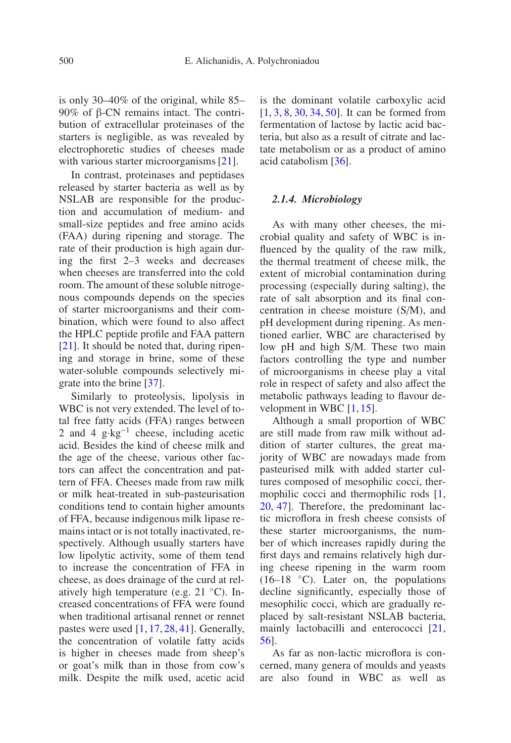is only 30–40% of the original, while 85– 90% of β-CN remains intact. The contribution of extracellular proteinases of the starters is negligible, as was revealed by electrophoretic studies of cheeses made with various starter microorganisms [\[21\]](#page-13-6).

In contrast, proteinases and peptidases released by starter bacteria as well as by NSLAB are responsible for the production and accumulation of medium- and small-size peptides and free amino acids (FAA) during ripening and storage. The rate of their production is high again during the first 2–3 weeks and decreases when cheeses are transferred into the cold room. The amount of these soluble nitrogenous compounds depends on the species of starter microorganisms and their combination, which were found to also affect the HPLC peptide profile and FAA pattern [\[21](#page-13-6)]. It should be noted that, during ripening and storage in brine, some of these water-soluble compounds selectively migrate into the brine [\[37](#page-14-5)].

Similarly to proteolysis, lipolysis in WBC is not very extended. The level of total free fatty acids (FFA) ranges between 2 and 4 g⋅kg<sup>-1</sup> cheese, including acetic acid. Besides the kind of cheese milk and the age of the cheese, various other factors can affect the concentration and pattern of FFA. Cheeses made from raw milk or milk heat-treated in sub-pasteurisation conditions tend to contain higher amounts of FFA, because indigenous milk lipase remains intact or is not totally inactivated, respectively. Although usually starters have low lipolytic activity, some of them tend to increase the concentration of FFA in cheese, as does drainage of the curd at relatively high temperature (e.g. 21 ◦C). Increased concentrations of FFA were found when traditional artisanal rennet or rennet pastes were used [\[1](#page-12-0), [17,](#page-13-7) [28](#page-14-6), [41](#page-14-7)]. Generally, the concentration of volatile fatty acids is higher in cheeses made from sheep's or goat's milk than in those from cow's milk. Despite the milk used, acetic acid is the dominant volatile carboxylic acid [\[1](#page-12-0), [3,](#page-12-2) [8](#page-13-3), [30,](#page-14-8) [34,](#page-14-9) [50](#page-15-2)]. It can be formed from fermentation of lactose by lactic acid bacteria, but also as a result of citrate and lactate metabolism or as a product of amino acid catabolism [\[36](#page-14-10)].

#### *2.1.4. Microbiology*

As with many other cheeses, the microbial quality and safety of WBC is influenced by the quality of the raw milk, the thermal treatment of cheese milk, the extent of microbial contamination during processing (especially during salting), the rate of salt absorption and its final concentration in cheese moisture (S/M), and pH development during ripening. As mentioned earlier, WBC are characterised by low pH and high S/M. These two main factors controlling the type and number of microorganisms in cheese play a vital role in respect of safety and also affect the metabolic pathways leading to flavour development in WBC [\[1](#page-12-0), [15\]](#page-13-8).

Although a small proportion of WBC are still made from raw milk without addition of starter cultures, the great majority of WBC are nowadays made from pasteurised milk with added starter cultures composed of mesophilic cocci, ther-mophilic cocci and thermophilic rods [\[1,](#page-12-0) [20](#page-13-4), [47\]](#page-14-11). Therefore, the predominant lactic microflora in fresh cheese consists of these starter microorganisms, the number of which increases rapidly during the first days and remains relatively high during cheese ripening in the warm room (16–18  $\degree$ C). Later on, the populations decline significantly, especially those of mesophilic cocci, which are gradually replaced by salt-resistant NSLAB bacteria, mainly lactobacilli and enterococci [\[21,](#page-13-6) [56](#page-15-3)].

As far as non-lactic microflora is concerned, many genera of moulds and yeasts are also found in WBC as well as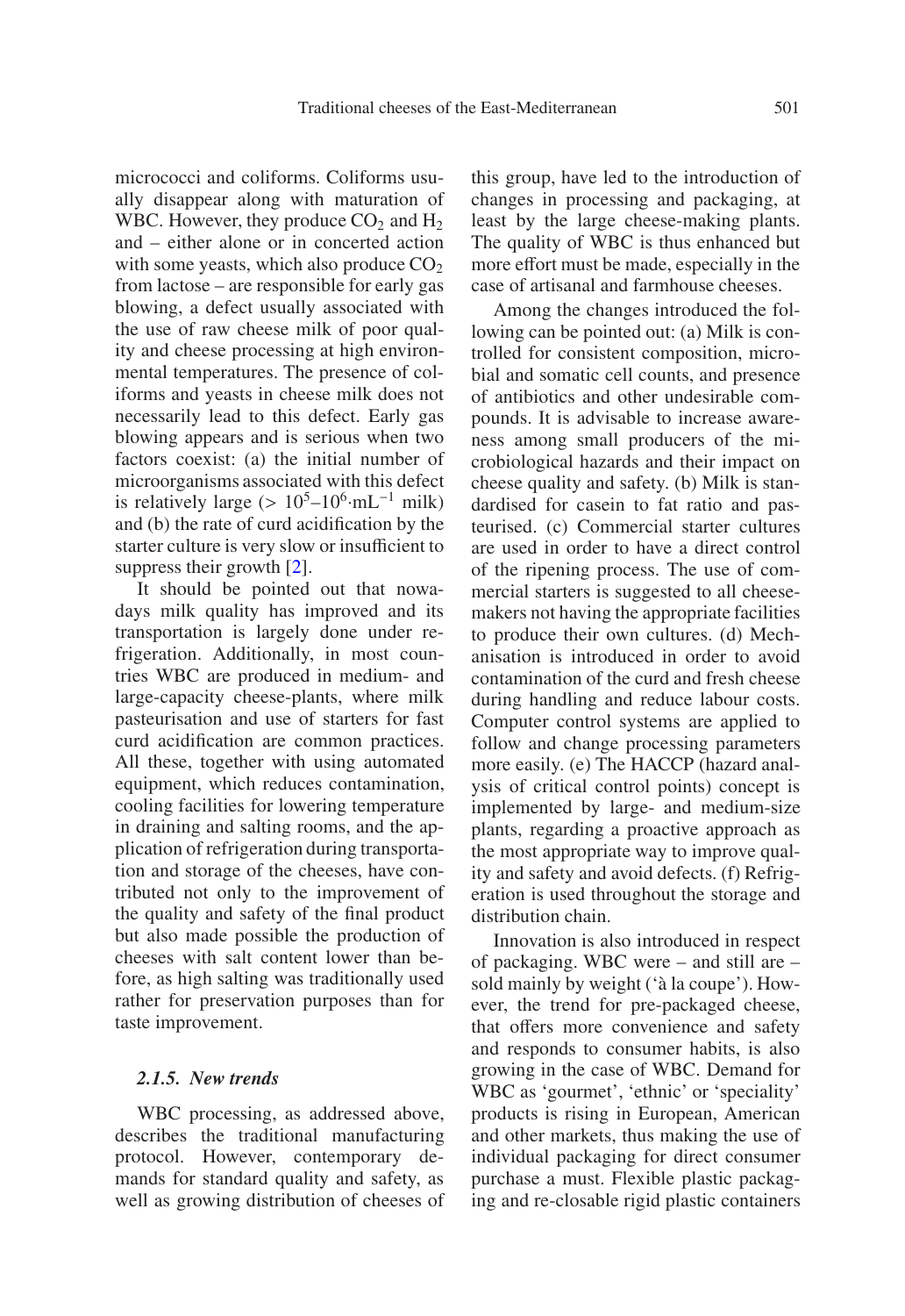micrococci and coliforms. Coliforms usually disappear along with maturation of WBC. However, they produce  $CO<sub>2</sub>$  and  $H<sub>2</sub>$ and – either alone or in concerted action with some yeasts, which also produce  $CO<sub>2</sub>$ from lactose – are responsible for early gas blowing, a defect usually associated with the use of raw cheese milk of poor quality and cheese processing at high environmental temperatures. The presence of coliforms and yeasts in cheese milk does not necessarily lead to this defect. Early gas blowing appears and is serious when two factors coexist: (a) the initial number of microorganisms associated with this defect is relatively large (>  $10^5$ – $10^6$ ·mL<sup>-1</sup> milk) and (b) the rate of curd acidification by the starter culture is very slow or insufficient to suppress their growth [\[2\]](#page-12-1).

It should be pointed out that nowadays milk quality has improved and its transportation is largely done under refrigeration. Additionally, in most countries WBC are produced in medium- and large-capacity cheese-plants, where milk pasteurisation and use of starters for fast curd acidification are common practices. All these, together with using automated equipment, which reduces contamination, cooling facilities for lowering temperature in draining and salting rooms, and the application of refrigeration during transportation and storage of the cheeses, have contributed not only to the improvement of the quality and safety of the final product but also made possible the production of cheeses with salt content lower than before, as high salting was traditionally used rather for preservation purposes than for taste improvement.

#### *2.1.5. New trends*

WBC processing, as addressed above, describes the traditional manufacturing protocol. However, contemporary demands for standard quality and safety, as well as growing distribution of cheeses of this group, have led to the introduction of changes in processing and packaging, at least by the large cheese-making plants. The quality of WBC is thus enhanced but more effort must be made, especially in the case of artisanal and farmhouse cheeses.

Among the changes introduced the following can be pointed out: (a) Milk is controlled for consistent composition, microbial and somatic cell counts, and presence of antibiotics and other undesirable compounds. It is advisable to increase awareness among small producers of the microbiological hazards and their impact on cheese quality and safety. (b) Milk is standardised for casein to fat ratio and pasteurised. (c) Commercial starter cultures are used in order to have a direct control of the ripening process. The use of commercial starters is suggested to all cheesemakers not having the appropriate facilities to produce their own cultures. (d) Mechanisation is introduced in order to avoid contamination of the curd and fresh cheese during handling and reduce labour costs. Computer control systems are applied to follow and change processing parameters more easily. (e) The HACCP (hazard analysis of critical control points) concept is implemented by large- and medium-size plants, regarding a proactive approach as the most appropriate way to improve quality and safety and avoid defects. (f) Refrigeration is used throughout the storage and distribution chain.

Innovation is also introduced in respect of packaging. WBC were – and still are – sold mainly by weight ('à la coupe'). However, the trend for pre-packaged cheese, that offers more convenience and safety and responds to consumer habits, is also growing in the case of WBC. Demand for WBC as 'gourmet', 'ethnic' or 'speciality' products is rising in European, American and other markets, thus making the use of individual packaging for direct consumer purchase a must. Flexible plastic packaging and re-closable rigid plastic containers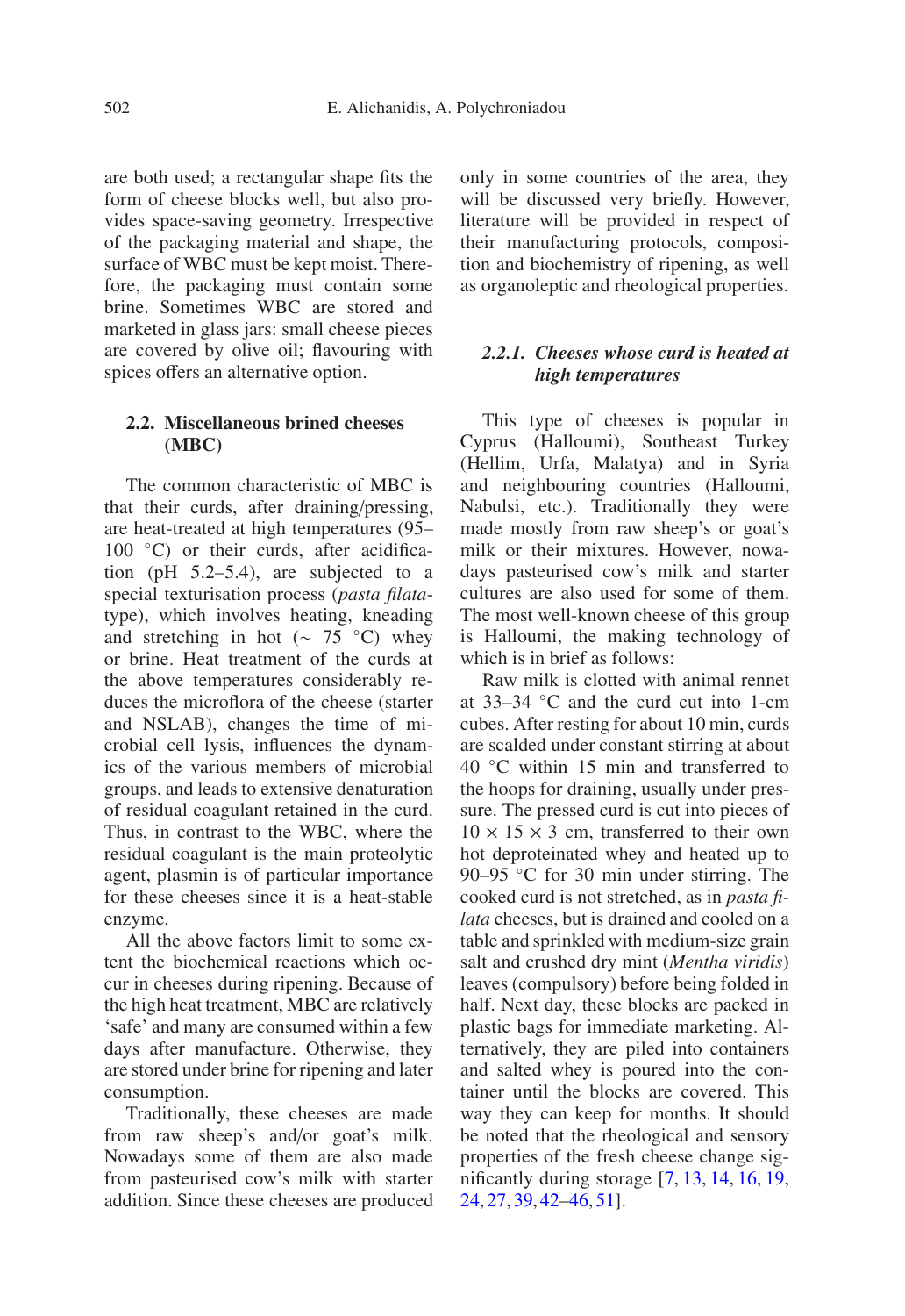are both used; a rectangular shape fits the form of cheese blocks well, but also provides space-saving geometry. Irrespective of the packaging material and shape, the surface of WBC must be kept moist. Therefore, the packaging must contain some brine. Sometimes WBC are stored and marketed in glass jars: small cheese pieces are covered by olive oil; flavouring with spices offers an alternative option.

## **2.2. Miscellaneous brined cheeses (MBC)**

The common characteristic of MBC is that their curds, after draining/pressing, are heat-treated at high temperatures (95–  $100 °C$ ) or their curds, after acidification (pH 5.2–5.4), are subjected to a special texturisation process (*pasta filata*type), which involves heating, kneading and stretching in hot ( $\sim$  75 °C) whey or brine. Heat treatment of the curds at the above temperatures considerably reduces the microflora of the cheese (starter and NSLAB), changes the time of microbial cell lysis, influences the dynamics of the various members of microbial groups, and leads to extensive denaturation of residual coagulant retained in the curd. Thus, in contrast to the WBC, where the residual coagulant is the main proteolytic agent, plasmin is of particular importance for these cheeses since it is a heat-stable enzyme.

All the above factors limit to some extent the biochemical reactions which occur in cheeses during ripening. Because of the high heat treatment, MBC are relatively 'safe' and many are consumed within a few days after manufacture. Otherwise, they are stored under brine for ripening and later consumption.

Traditionally, these cheeses are made from raw sheep's and/or goat's milk. Nowadays some of them are also made from pasteurised cow's milk with starter addition. Since these cheeses are produced only in some countries of the area, they will be discussed very briefly. However, literature will be provided in respect of their manufacturing protocols, composition and biochemistry of ripening, as well as organoleptic and rheological properties.

## *2.2.1. Cheeses whose curd is heated at high temperatures*

This type of cheeses is popular in Cyprus (Halloumi), Southeast Turkey (Hellim, Urfa, Malatya) and in Syria and neighbouring countries (Halloumi, Nabulsi, etc.). Traditionally they were made mostly from raw sheep's or goat's milk or their mixtures. However, nowadays pasteurised cow's milk and starter cultures are also used for some of them. The most well-known cheese of this group is Halloumi, the making technology of which is in brief as follows:

Raw milk is clotted with animal rennet at  $33-34$  °C and the curd cut into 1-cm cubes. After resting for about 10 min, curds are scalded under constant stirring at about 40 ◦C within 15 min and transferred to the hoops for draining, usually under pressure. The pressed curd is cut into pieces of  $10 \times 15 \times 3$  cm, transferred to their own hot deproteinated whey and heated up to 90–95 ◦C for 30 min under stirring. The cooked curd is not stretched, as in *pasta filata* cheeses, but is drained and cooled on a table and sprinkled with medium-size grain salt and crushed dry mint (*Mentha viridis*) leaves (compulsory) before being folded in half. Next day, these blocks are packed in plastic bags for immediate marketing. Alternatively, they are piled into containers and salted whey is poured into the container until the blocks are covered. This way they can keep for months. It should be noted that the rheological and sensory properties of the fresh cheese change significantly during storage [\[7,](#page-13-9) [13,](#page-13-10) [14](#page-13-11), [16,](#page-13-12) [19,](#page-13-13) [24](#page-13-14), [27,](#page-14-12) [39,](#page-14-13) [42](#page-14-14)[–46](#page-14-15), [51\]](#page-15-4).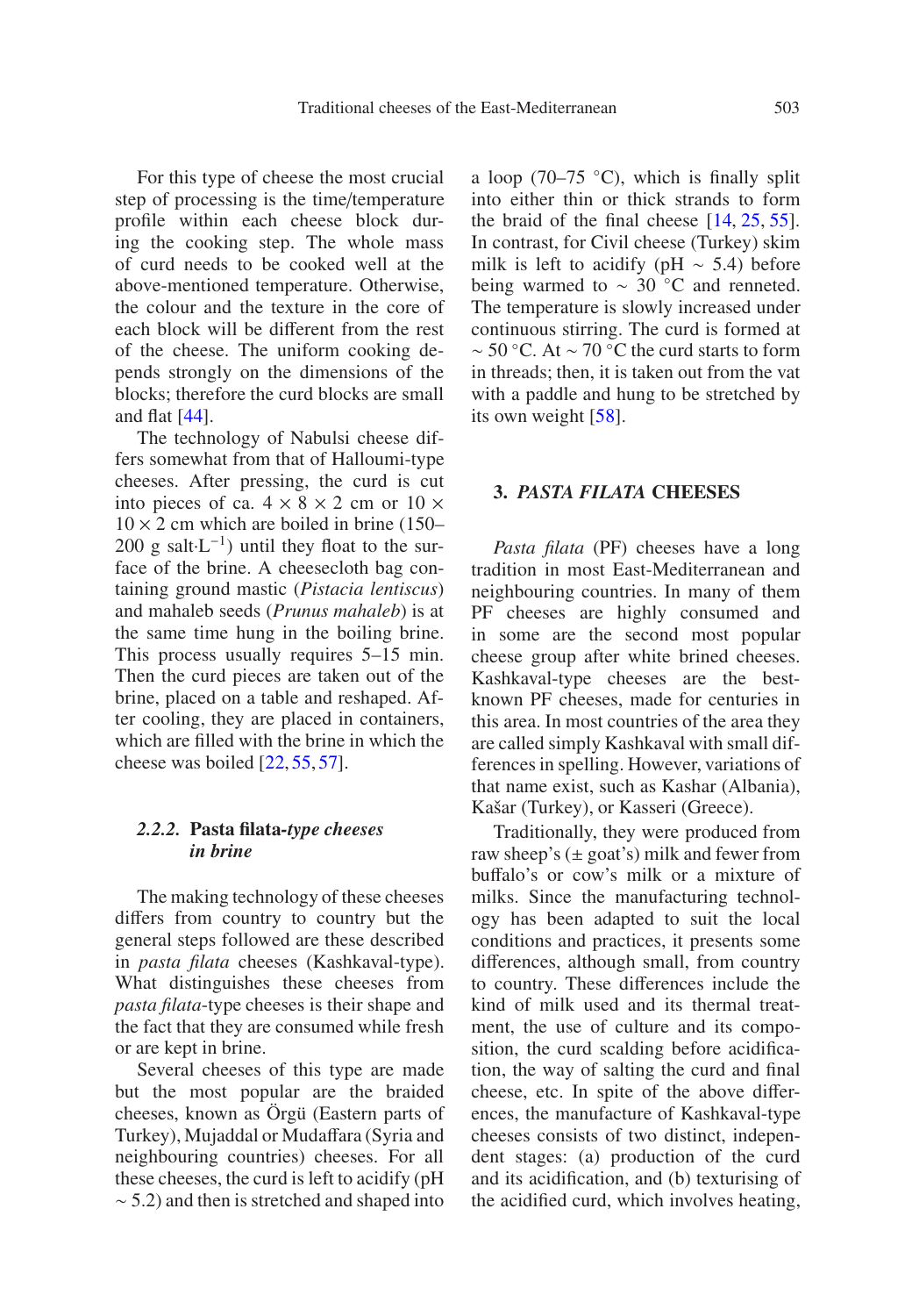For this type of cheese the most crucial step of processing is the time/temperature profile within each cheese block during the cooking step. The whole mass of curd needs to be cooked well at the above-mentioned temperature. Otherwise, the colour and the texture in the core of each block will be different from the rest of the cheese. The uniform cooking depends strongly on the dimensions of the blocks; therefore the curd blocks are small and flat [\[44\]](#page-14-16).

The technology of Nabulsi cheese differs somewhat from that of Halloumi-type cheeses. After pressing, the curd is cut into pieces of ca.  $4 \times 8 \times 2$  cm or  $10 \times$  $10 \times 2$  cm which are boiled in brine (150– 200 g salt $\cdot L^{-1}$ ) until they float to the surface of the brine. A cheesecloth bag containing ground mastic (*Pistacia lentiscus*) and mahaleb seeds (*Prunus mahaleb*) is at the same time hung in the boiling brine. This process usually requires 5–15 min. Then the curd pieces are taken out of the brine, placed on a table and reshaped. After cooling, they are placed in containers, which are filled with the brine in which the cheese was boiled [\[22](#page-13-15), [55,](#page-15-5) [57\]](#page-15-6).

## *2.2.2.* **Pasta filata***-type cheeses in brine*

The making technology of these cheeses differs from country to country but the general steps followed are these described in *pasta filata* cheeses (Kashkaval-type). What distinguishes these cheeses from *pasta filata*-type cheeses is their shape and the fact that they are consumed while fresh or are kept in brine.

Several cheeses of this type are made but the most popular are the braided cheeses, known as Örgü (Eastern parts of Turkey), Mujaddal or Mudaffara (Syria and neighbouring countries) cheeses. For all these cheeses, the curd is left to acidify (pH  $\sim$  5.2) and then is stretched and shaped into a loop (70–75  $\degree$ C), which is finally split into either thin or thick strands to form the braid of the final cheese [\[14,](#page-13-11) [25](#page-13-16), [55\]](#page-15-5). In contrast, for Civil cheese (Turkey) skim milk is left to acidify (pH  $\sim$  5.4) before being warmed to ∼ 30 ◦C and renneted. The temperature is slowly increased under continuous stirring. The curd is formed at  $\sim$  50 °C. At ~ 70 °C the curd starts to form in threads; then, it is taken out from the vat with a paddle and hung to be stretched by its own weight [\[58\]](#page-15-7).

## **3.** *PASTA FILATA* **CHEESES**

*Pasta filata* (PF) cheeses have a long tradition in most East-Mediterranean and neighbouring countries. In many of them PF cheeses are highly consumed and in some are the second most popular cheese group after white brined cheeses. Kashkaval-type cheeses are the bestknown PF cheeses, made for centuries in this area. In most countries of the area they are called simply Kashkaval with small differences in spelling. However, variations of that name exist, such as Kashar (Albania), Kašar (Turkey), or Kasseri (Greece).

Traditionally, they were produced from raw sheep's  $(\pm$  goat's) milk and fewer from buffalo's or cow's milk or a mixture of milks. Since the manufacturing technology has been adapted to suit the local conditions and practices, it presents some differences, although small, from country to country. These differences include the kind of milk used and its thermal treatment, the use of culture and its composition, the curd scalding before acidification, the way of salting the curd and final cheese, etc. In spite of the above differences, the manufacture of Kashkaval-type cheeses consists of two distinct, independent stages: (a) production of the curd and its acidification, and (b) texturising of the acidified curd, which involves heating,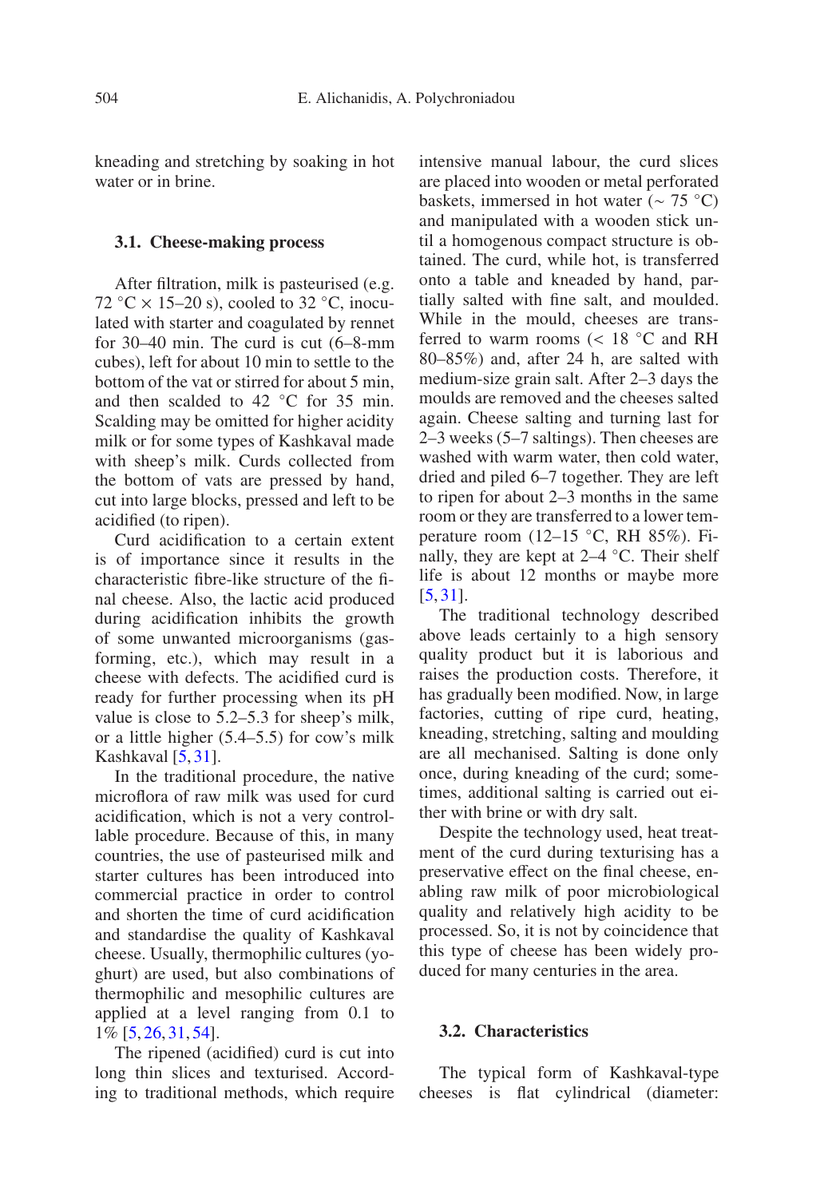kneading and stretching by soaking in hot water or in brine.

#### **3.1. Cheese-making process**

After filtration, milk is pasteurised (e.g. 72  $\degree$ C × 15–20 s), cooled to 32  $\degree$ C, inoculated with starter and coagulated by rennet for 30–40 min. The curd is cut (6–8-mm cubes), left for about 10 min to settle to the bottom of the vat or stirred for about 5 min, and then scalded to 42 °C for 35 min. Scalding may be omitted for higher acidity milk or for some types of Kashkaval made with sheep's milk. Curds collected from the bottom of vats are pressed by hand, cut into large blocks, pressed and left to be acidified (to ripen).

Curd acidification to a certain extent is of importance since it results in the characteristic fibre-like structure of the final cheese. Also, the lactic acid produced during acidification inhibits the growth of some unwanted microorganisms (gasforming, etc.), which may result in a cheese with defects. The acidified curd is ready for further processing when its pH value is close to 5.2–5.3 for sheep's milk, or a little higher (5.4–5.5) for cow's milk Kashkaval [\[5](#page-13-17), [31\]](#page-14-17).

In the traditional procedure, the native microflora of raw milk was used for curd acidification, which is not a very controllable procedure. Because of this, in many countries, the use of pasteurised milk and starter cultures has been introduced into commercial practice in order to control and shorten the time of curd acidification and standardise the quality of Kashkaval cheese. Usually, thermophilic cultures (yoghurt) are used, but also combinations of thermophilic and mesophilic cultures are applied at a level ranging from 0.1 to 1% [\[5,](#page-13-17) [26,](#page-13-18) [31,](#page-14-17) [54](#page-15-8)].

The ripened (acidified) curd is cut into long thin slices and texturised. According to traditional methods, which require intensive manual labour, the curd slices are placed into wooden or metal perforated baskets, immersed in hot water (∼ 75 ◦C) and manipulated with a wooden stick until a homogenous compact structure is obtained. The curd, while hot, is transferred onto a table and kneaded by hand, partially salted with fine salt, and moulded. While in the mould, cheeses are transferred to warm rooms  $(< 18 °C$  and RH 80–85%) and, after 24 h, are salted with medium-size grain salt. After 2–3 days the moulds are removed and the cheeses salted again. Cheese salting and turning last for 2–3 weeks (5–7 saltings). Then cheeses are washed with warm water, then cold water, dried and piled 6–7 together. They are left to ripen for about 2–3 months in the same room or they are transferred to a lower temperature room (12–15 ◦C, RH 85%). Finally, they are kept at  $2-4$  °C. Their shelf life is about 12 months or maybe more [\[5](#page-13-17), [31](#page-14-17)].

The traditional technology described above leads certainly to a high sensory quality product but it is laborious and raises the production costs. Therefore, it has gradually been modified. Now, in large factories, cutting of ripe curd, heating, kneading, stretching, salting and moulding are all mechanised. Salting is done only once, during kneading of the curd; sometimes, additional salting is carried out either with brine or with dry salt.

Despite the technology used, heat treatment of the curd during texturising has a preservative effect on the final cheese, enabling raw milk of poor microbiological quality and relatively high acidity to be processed. So, it is not by coincidence that this type of cheese has been widely produced for many centuries in the area.

## **3.2. Characteristics**

The typical form of Kashkaval-type cheeses is flat cylindrical (diameter: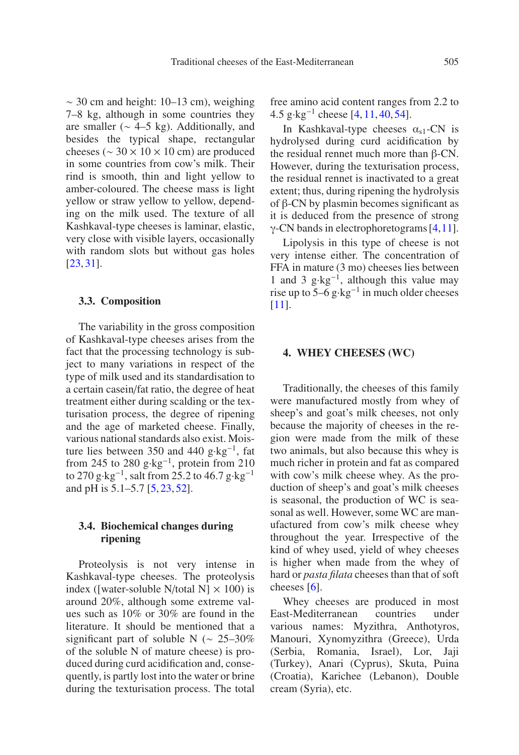$\sim$  30 cm and height: 10–13 cm), weighing 7–8 kg, although in some countries they are smaller ( $\sim$  4–5 kg). Additionally, and besides the typical shape, rectangular cheeses ( $\sim$  30 × 10 × 10 cm) are produced in some countries from cow's milk. Their rind is smooth, thin and light yellow to amber-coloured. The cheese mass is light yellow or straw yellow to yellow, depending on the milk used. The texture of all Kashkaval-type cheeses is laminar, elastic, very close with visible layers, occasionally with random slots but without gas holes [\[23,](#page-13-19) [31\]](#page-14-17).

#### **3.3. Composition**

The variability in the gross composition of Kashkaval-type cheeses arises from the fact that the processing technology is subject to many variations in respect of the type of milk used and its standardisation to a certain casein/fat ratio, the degree of heat treatment either during scalding or the texturisation process, the degree of ripening and the age of marketed cheese. Finally, various national standards also exist. Moisture lies between 350 and 440 g⋅kg<sup>-1</sup>, fat from 245 to 280 g·kg−1, protein from 210 to 270 g⋅kg<sup>-1</sup>, salt from 25.2 to 46.7 g⋅kg<sup>-1</sup> and pH is 5.1–5.7 [\[5,](#page-13-17) [23,](#page-13-19) [52\]](#page-15-9).

## **3.4. Biochemical changes during ripening**

Proteolysis is not very intense in Kashkaval-type cheeses. The proteolysis index ([water-soluble N/total N]  $\times$  100) is around 20%, although some extreme values such as 10% or 30% are found in the literature. It should be mentioned that a significant part of soluble N ( $\sim 25-30\%$ of the soluble N of mature cheese) is produced during curd acidification and, consequently, is partly lost into the water or brine during the texturisation process. The total free amino acid content ranges from 2.2 to 4.5 g·kg−<sup>1</sup> cheese [\[4](#page-13-20), [11](#page-13-21), [40,](#page-14-18) [54\]](#page-15-8).

In Kashkaval-type cheeses  $\alpha_{s1}$ -CN is hydrolysed during curd acidification by the residual rennet much more than β-CN. However, during the texturisation process, the residual rennet is inactivated to a great extent; thus, during ripening the hydrolysis of β-CN by plasmin becomes significant as it is deduced from the presence of strong γ-CN bands in electrophoretograms  $[4,11]$  $[4,11]$ .

Lipolysis in this type of cheese is not very intense either. The concentration of FFA in mature (3 mo) cheeses lies between 1 and 3 g⋅kg<sup>-1</sup>, although this value may rise up to  $5-6$  g·kg<sup>-1</sup> in much older cheeses [\[11](#page-13-21)].

## **4. WHEY CHEESES (WC)**

Traditionally, the cheeses of this family were manufactured mostly from whey of sheep's and goat's milk cheeses, not only because the majority of cheeses in the region were made from the milk of these two animals, but also because this whey is much richer in protein and fat as compared with cow's milk cheese whey. As the production of sheep's and goat's milk cheeses is seasonal, the production of WC is seasonal as well. However, some WC are manufactured from cow's milk cheese whey throughout the year. Irrespective of the kind of whey used, yield of whey cheeses is higher when made from the whey of hard or *pasta filata* cheeses than that of soft cheeses [\[6\]](#page-13-22).

Whey cheeses are produced in most East-Mediterranean countries under various names: Myzithra, Anthotyros, Manouri, Xynomyzithra (Greece), Urda (Serbia, Romania, Israel), Lor, Jaji (Turkey), Anari (Cyprus), Skuta, Puina (Croatia), Karichee (Lebanon), Double cream (Syria), etc.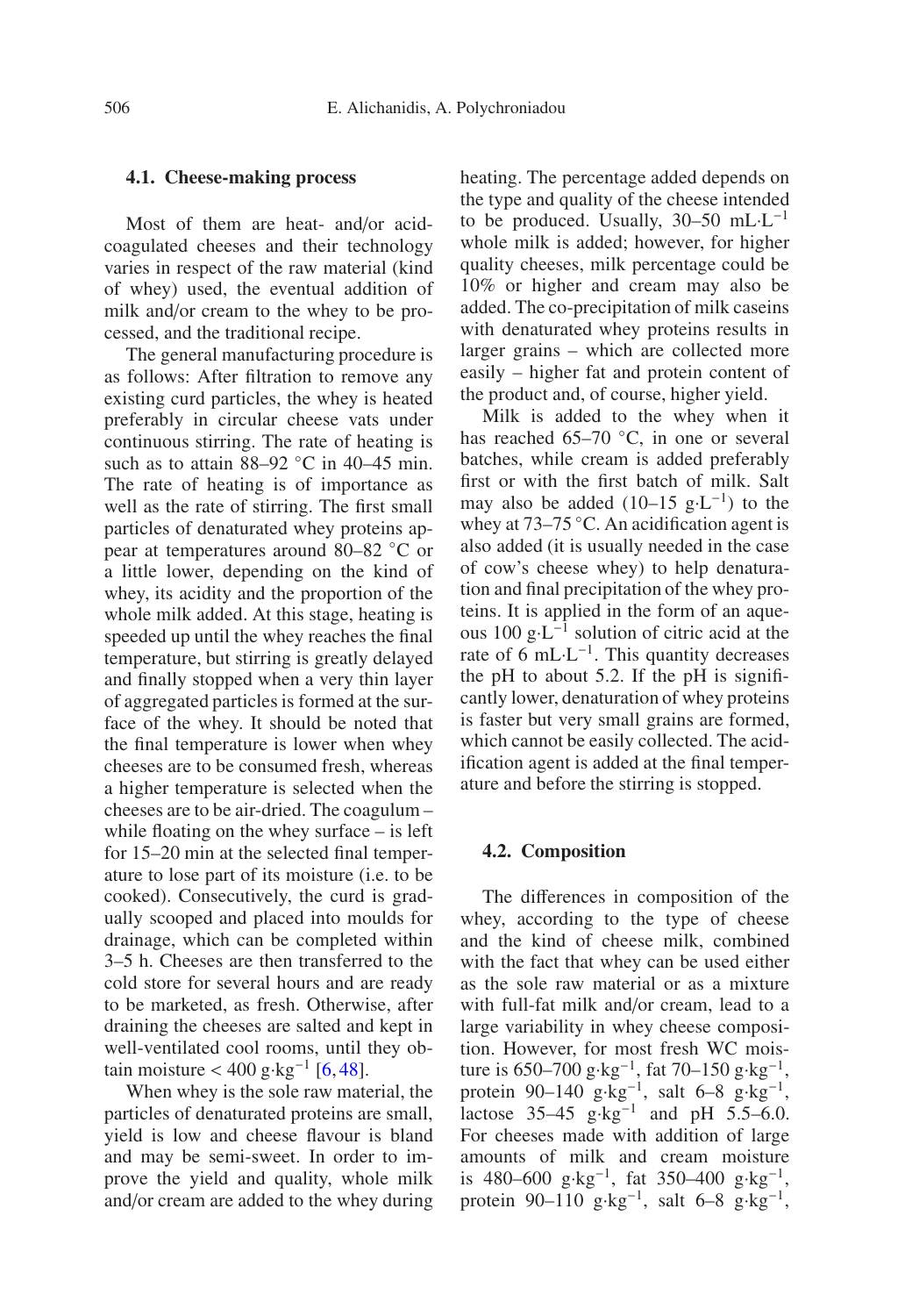#### **4.1. Cheese-making process**

Most of them are heat- and/or acidcoagulated cheeses and their technology varies in respect of the raw material (kind of whey) used, the eventual addition of milk and/or cream to the whey to be processed, and the traditional recipe.

The general manufacturing procedure is as follows: After filtration to remove any existing curd particles, the whey is heated preferably in circular cheese vats under continuous stirring. The rate of heating is such as to attain  $88-92$  °C in  $40-45$  min. The rate of heating is of importance as well as the rate of stirring. The first small particles of denaturated whey proteins appear at temperatures around 80–82 ◦C or a little lower, depending on the kind of whey, its acidity and the proportion of the whole milk added. At this stage, heating is speeded up until the whey reaches the final temperature, but stirring is greatly delayed and finally stopped when a very thin layer of aggregated particles is formed at the surface of the whey. It should be noted that the final temperature is lower when whey cheeses are to be consumed fresh, whereas a higher temperature is selected when the cheeses are to be air-dried. The coagulum – while floating on the whey surface – is left for 15–20 min at the selected final temperature to lose part of its moisture (i.e. to be cooked). Consecutively, the curd is gradually scooped and placed into moulds for drainage, which can be completed within 3–5 h. Cheeses are then transferred to the cold store for several hours and are ready to be marketed, as fresh. Otherwise, after draining the cheeses are salted and kept in well-ventilated cool rooms, until they obtain moisture <  $400 \text{ g} \cdot \text{kg}^{-1}$  [\[6,](#page-13-22) [48\]](#page-14-19).

When whey is the sole raw material, the particles of denaturated proteins are small, yield is low and cheese flavour is bland and may be semi-sweet. In order to improve the yield and quality, whole milk and/or cream are added to the whey during heating. The percentage added depends on the type and quality of the cheese intended to be produced. Usually,  $30-50$  mL⋅L<sup>-1</sup> whole milk is added; however, for higher quality cheeses, milk percentage could be 10% or higher and cream may also be added. The co-precipitation of milk caseins with denaturated whey proteins results in larger grains – which are collected more easily – higher fat and protein content of the product and, of course, higher yield.

Milk is added to the whey when it has reached 65–70 ◦C, in one or several batches, while cream is added preferably first or with the first batch of milk. Salt may also be added  $(10-15 \text{ g} \cdot \text{L}^{-1})$  to the whey at  $73-75$  °C. An acidification agent is also added (it is usually needed in the case of cow's cheese whey) to help denaturation and final precipitation of the whey proteins. It is applied in the form of an aqueous 100 g·L−<sup>1</sup> solution of citric acid at the rate of 6 mL⋅L<sup>-1</sup>. This quantity decreases the pH to about 5.2. If the pH is significantly lower, denaturation of whey proteins is faster but very small grains are formed, which cannot be easily collected. The acidification agent is added at the final temperature and before the stirring is stopped.

#### **4.2. Composition**

The differences in composition of the whey, according to the type of cheese and the kind of cheese milk, combined with the fact that whey can be used either as the sole raw material or as a mixture with full-fat milk and/or cream, lead to a large variability in whey cheese composition. However, for most fresh WC moisture is 650–700 g·kg−1, fat 70–150 g·kg−1, protein 90–140 g·kg<sup>-1</sup>, salt 6–8 g·kg<sup>-1</sup>, lactose 35–45 g·kg−<sup>1</sup> and pH 5.5–6.0. For cheeses made with addition of large amounts of milk and cream moisture is 480–600 g·kg<sup>-1</sup>, fat 350–400 g·kg<sup>-1</sup>, protein 90–110 g·kg<sup>-1</sup>, salt 6–8 g·kg<sup>-1</sup>,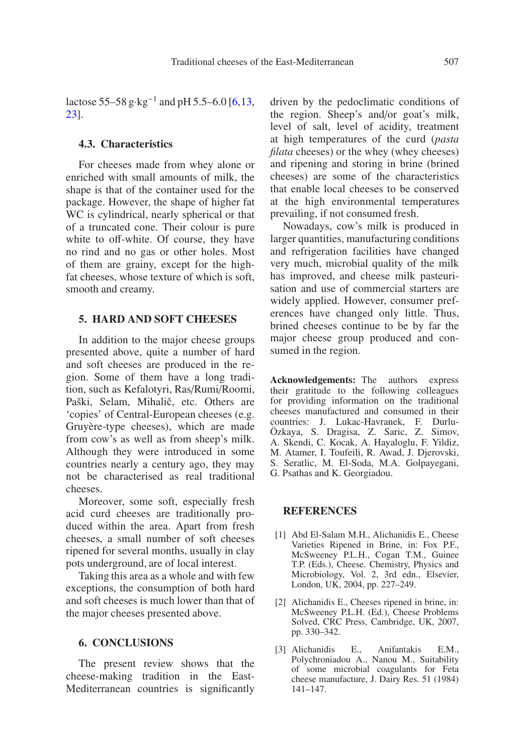lactose 55–58 g⋅kg<sup>-1</sup> and pH 5.5–6.0 [\[6](#page-13-22)[,13](#page-13-10), [23\]](#page-13-19).

#### **4.3. Characteristics**

For cheeses made from whey alone or enriched with small amounts of milk, the shape is that of the container used for the package. However, the shape of higher fat WC is cylindrical, nearly spherical or that of a truncated cone. Their colour is pure white to off-white. Of course, they have no rind and no gas or other holes. Most of them are grainy, except for the highfat cheeses, whose texture of which is soft, smooth and creamy.

## **5. HARD AND SOFT CHEESES**

In addition to the major cheese groups presented above, quite a number of hard and soft cheeses are produced in the region. Some of them have a long tradition, such as Kefalotyri, Ras/Rumi/Roomi, Paški, Selam, Mihalič, etc. Others are 'copies' of Central-European cheeses (e.g. Gruyère-type cheeses), which are made from cow's as well as from sheep's milk. Although they were introduced in some countries nearly a century ago, they may not be characterised as real traditional cheeses.

Moreover, some soft, especially fresh acid curd cheeses are traditionally produced within the area. Apart from fresh cheeses, a small number of soft cheeses ripened for several months, usually in clay pots underground, are of local interest.

Taking this area as a whole and with few exceptions, the consumption of both hard and soft cheeses is much lower than that of the major cheeses presented above.

#### **6. CONCLUSIONS**

The present review shows that the cheese-making tradition in the East-Mediterranean countries is significantly

driven by the pedoclimatic conditions of the region. Sheep's and/or goat's milk, level of salt, level of acidity, treatment at high temperatures of the curd (*pasta filata* cheeses) or the whey (whey cheeses) and ripening and storing in brine (brined cheeses) are some of the characteristics that enable local cheeses to be conserved at the high environmental temperatures prevailing, if not consumed fresh.

Nowadays, cow's milk is produced in larger quantities, manufacturing conditions and refrigeration facilities have changed very much, microbial quality of the milk has improved, and cheese milk pasteurisation and use of commercial starters are widely applied. However, consumer preferences have changed only little. Thus, brined cheeses continue to be by far the major cheese group produced and consumed in the region.

**Acknowledgements:** The authors express their gratitude to the following colleagues for providing information on the traditional cheeses manufactured and consumed in their countries: J. Lukac-Havranek, F. Durlu-Özkaya, S. Dragisa, Z. Saric, Z. Simov, A. Skendi, C. Kocak, A. Hayaloglu, F. Yildiz, M. Atamer, I. Toufeili, R. Awad, J. Djerovski, S. Seratlic, M. El-Soda, M.A. Golpayegani, G. Psathas and K. Georgiadou.

## **REFERENCES**

- <span id="page-12-0"></span>[1] Abd El-Salam M.H., Alichanidis E., Cheese Varieties Ripened in Brine, in: Fox P.F., McSweeney P.L.H., Cogan T.M., Guinee T.P. (Eds.), Cheese. Chemistry, Physics and Microbiology, Vol. 2, 3rd edn., Elsevier, London, UK, 2004, pp. 227–249.
- <span id="page-12-1"></span>[2] Alichanidis E., Cheeses ripened in brine, in: McSweeney P.L.H. (Ed.), Cheese Problems Solved, CRC Press, Cambridge, UK, 2007, pp. 330–342.
- <span id="page-12-2"></span>[3] Alichanidis E., Anifantakis E.M., Polychroniadou A., Nanou M., Suitability of some microbial coagulants for Feta cheese manufacture, J. Dairy Res. 51 (1984) 141–147.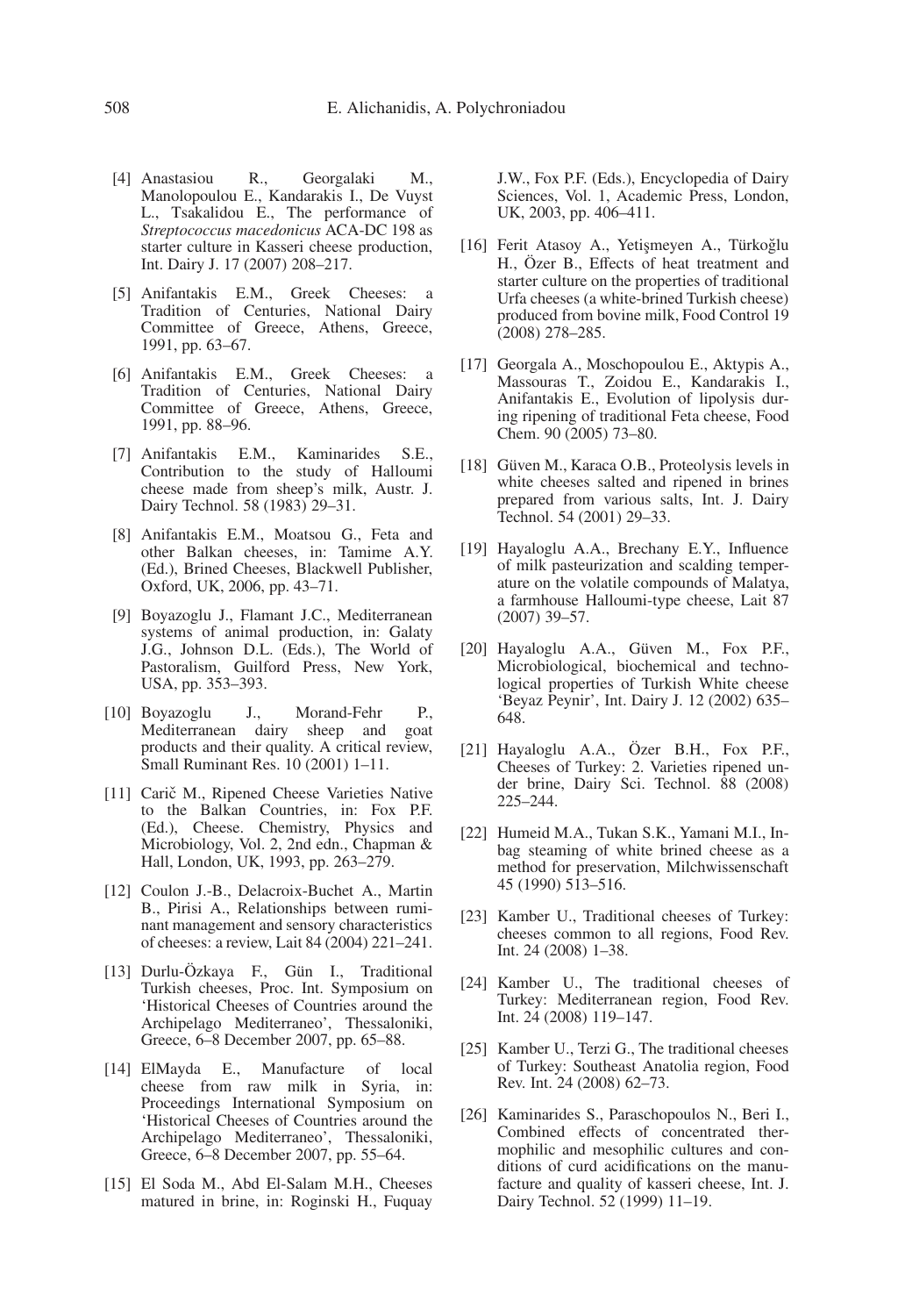- <span id="page-13-20"></span>[4] Anastasiou R., Georgalaki M., Manolopoulou E., Kandarakis I., De Vuyst L., Tsakalidou E., The performance of *Streptococcus macedonicus* ACA-DC 198 as starter culture in Kasseri cheese production, Int. Dairy J. 17 (2007) 208–217.
- <span id="page-13-17"></span>[5] Anifantakis E.M., Greek Cheeses: a Tradition of Centuries, National Dairy Committee of Greece, Athens, Greece, 1991, pp. 63–67.
- <span id="page-13-22"></span>[6] Anifantakis E.M., Greek Cheeses: a Tradition of Centuries, National Dairy Committee of Greece, Athens, Greece, 1991, pp. 88–96.
- <span id="page-13-9"></span>[7] Anifantakis E.M., Kaminarides S.E., Contribution to the study of Halloumi cheese made from sheep's milk, Austr. J. Dairy Technol. 58 (1983) 29–31.
- <span id="page-13-3"></span>[8] Anifantakis E.M., Moatsou G., Feta and other Balkan cheeses, in: Tamime A.Y. (Ed.), Brined Cheeses, Blackwell Publisher, Oxford, UK, 2006, pp. 43–71.
- <span id="page-13-1"></span>[9] Boyazoglu J., Flamant J.C., Mediterranean systems of animal production, in: Galaty J.G., Johnson D.L. (Eds.), The World of Pastoralism, Guilford Press, New York, USA, pp. 353–393.
- <span id="page-13-2"></span>[10] Boyazoglu J., Morand-Fehr P., Mediterranean dairy sheep and goat products and their quality. A critical review, Small Ruminant Res. 10 (2001) 1–11.
- <span id="page-13-21"></span>[11] Carič M., Ripened Cheese Varieties Native to the Balkan Countries, in: Fox P.F. (Ed.), Cheese. Chemistry, Physics and Microbiology, Vol. 2, 2nd edn., Chapman & Hall, London, UK, 1993, pp. 263–279.
- <span id="page-13-0"></span>[12] Coulon J.-B., Delacroix-Buchet A., Martin B., Pirisi A., Relationships between ruminant management and sensory characteristics of cheeses: a review, Lait 84 (2004) 221–241.
- <span id="page-13-10"></span>[13] Durlu-Özkaya F., Gün I., Traditional Turkish cheeses, Proc. Int. Symposium on 'Historical Cheeses of Countries around the Archipelago Mediterraneo', Thessaloniki, Greece, 6–8 December 2007, pp. 65–88.
- <span id="page-13-11"></span>[14] ElMayda E., Manufacture of local cheese from raw milk in Syria, in: Proceedings International Symposium on 'Historical Cheeses of Countries around the Archipelago Mediterraneo', Thessaloniki, Greece, 6–8 December 2007, pp. 55–64.
- <span id="page-13-8"></span>[15] El Soda M., Abd El-Salam M.H., Cheeses matured in brine, in: Roginski H., Fuquay

J.W., Fox P.F. (Eds.), Encyclopedia of Dairy Sciences, Vol. 1, Academic Press, London, UK, 2003, pp. 406–411.

- <span id="page-13-12"></span>[16] Ferit Atasoy A., Yetişmeyen A., Türkoğlu H., Özer B., Effects of heat treatment and starter culture on the properties of traditional Urfa cheeses (a white-brined Turkish cheese) produced from bovine milk, Food Control 19 (2008) 278–285.
- <span id="page-13-7"></span>[17] Georgala A., Moschopoulou E., Aktypis A., Massouras T., Zoidou E., Kandarakis I., Anifantakis E., Evolution of lipolysis during ripening of traditional Feta cheese, Food Chem. 90 (2005) 73–80.
- <span id="page-13-5"></span>[18] Güven M., Karaca O.B., Proteolysis levels in white cheeses salted and ripened in brines prepared from various salts, Int. J. Dairy Technol. 54 (2001) 29–33.
- <span id="page-13-13"></span>[19] Hayaloglu A.A., Brechany E.Y., Influence of milk pasteurization and scalding temperature on the volatile compounds of Malatya, a farmhouse Halloumi-type cheese, Lait 87 (2007) 39–57.
- <span id="page-13-4"></span>[20] Hayaloglu A.A., Güven M., Fox P.F., Microbiological, biochemical and technological properties of Turkish White cheese 'Beyaz Peynir', Int. Dairy J. 12 (2002) 635– 648.
- <span id="page-13-6"></span>[21] Hayaloglu A.A., Özer B.H., Fox P.F., Cheeses of Turkey: 2. Varieties ripened under brine, Dairy Sci. Technol. 88 (2008) 225–244.
- <span id="page-13-15"></span>[22] Humeid M.A., Tukan S.K., Yamani M.I., Inbag steaming of white brined cheese as a method for preservation, Milchwissenschaft 45 (1990) 513–516.
- <span id="page-13-19"></span>[23] Kamber U., Traditional cheeses of Turkey: cheeses common to all regions, Food Rev. Int. 24 (2008) 1–38.
- <span id="page-13-14"></span>[24] Kamber U., The traditional cheeses of Turkey: Mediterranean region, Food Rev. Int. 24 (2008) 119–147.
- <span id="page-13-16"></span>[25] Kamber U., Terzi G., The traditional cheeses of Turkey: Southeast Anatolia region, Food Rev. Int. 24 (2008) 62–73.
- <span id="page-13-18"></span>[26] Kaminarides S., Paraschopoulos N., Beri I., Combined effects of concentrated thermophilic and mesophilic cultures and conditions of curd acidifications on the manufacture and quality of kasseri cheese, Int. J. Dairy Technol. 52 (1999) 11–19.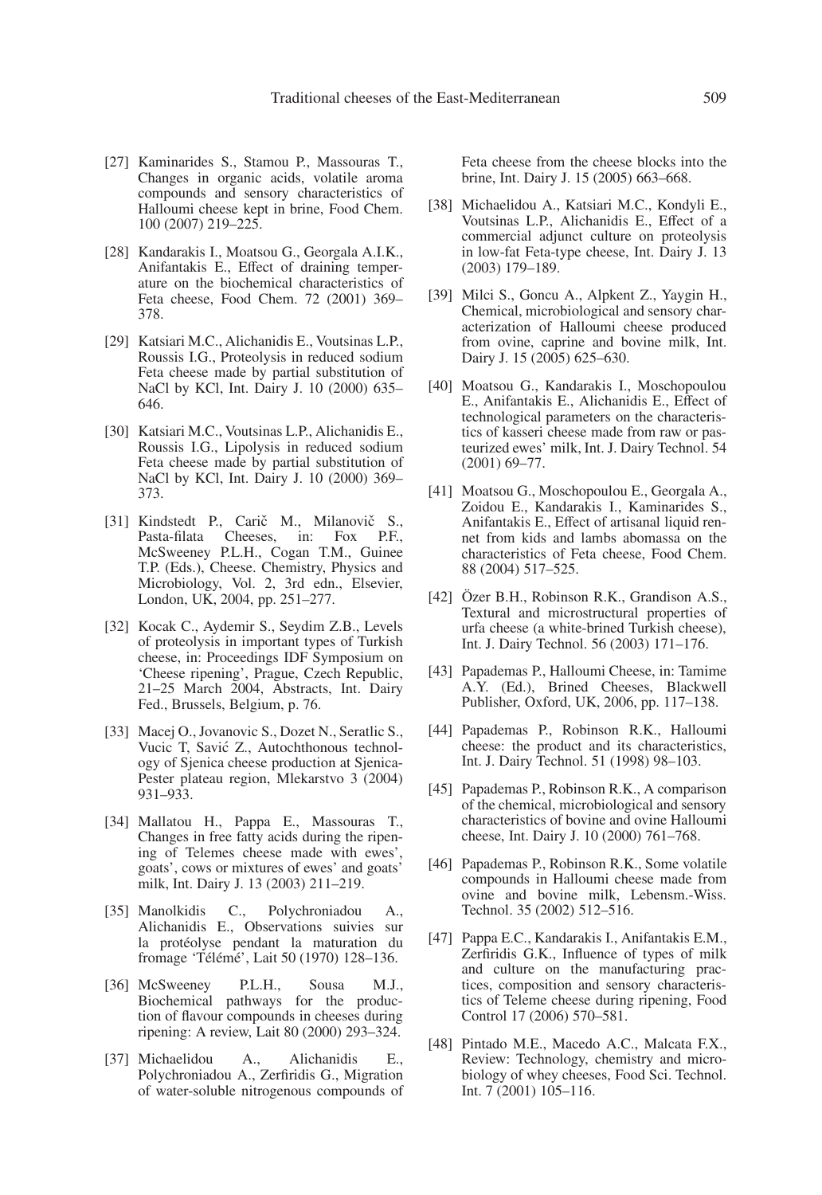- <span id="page-14-12"></span>[27] Kaminarides S., Stamou P., Massouras T., Changes in organic acids, volatile aroma compounds and sensory characteristics of Halloumi cheese kept in brine, Food Chem. 100 (2007) 219–225.
- <span id="page-14-6"></span>[28] Kandarakis I., Moatsou G., Georgala A.I.K., Anifantakis E., Effect of draining temperature on the biochemical characteristics of Feta cheese, Food Chem. 72 (2001) 369– 378.
- <span id="page-14-3"></span>[29] Katsiari M.C., Alichanidis E., Voutsinas L.P., Roussis I.G., Proteolysis in reduced sodium Feta cheese made by partial substitution of NaCl by KCl, Int. Dairy J. 10 (2000) 635– 646.
- <span id="page-14-8"></span>[30] Katsiari M.C., Voutsinas L.P., Alichanidis E., Roussis I.G., Lipolysis in reduced sodium Feta cheese made by partial substitution of NaCl by KCl, Int. Dairy J. 10 (2000) 369– 373.
- <span id="page-14-17"></span>[31] Kindstedt P., Carič M., Milanovič S., Pasta-filata Cheeses, in: Fox P.F., McSweeney P.L.H., Cogan T.M., Guinee T.P. (Eds.), Cheese. Chemistry, Physics and Microbiology, Vol. 2, 3rd edn., Elsevier, London, UK, 2004, pp. 251–277.
- <span id="page-14-2"></span>[32] Kocak C., Aydemir S., Seydim Z.B., Levels of proteolysis in important types of Turkish cheese, in: Proceedings IDF Symposium on 'Cheese ripening', Prague, Czech Republic, 21–25 March 2004, Abstracts, Int. Dairy Fed., Brussels, Belgium, p. 76.
- <span id="page-14-0"></span>[33] Macej O., Jovanovic S., Dozet N., Seratlic S., Vucic T, Savic Z., Autochthonous technol- ´ ogy of Sjenica cheese production at Sjenica-Pester plateau region, Mlekarstvo 3 (2004) 931–933.
- <span id="page-14-9"></span>[34] Mallatou H., Pappa E., Massouras T., Changes in free fatty acids during the ripening of Telemes cheese made with ewes', goats', cows or mixtures of ewes' and goats' milk, Int. Dairy J. 13 (2003) 211–219.
- <span id="page-14-1"></span>[35] Manolkidis C., Polychroniadou A., Alichanidis E., Observations suivies sur la protéolyse pendant la maturation du fromage 'Télémé', Lait 50 (1970) 128–136.
- <span id="page-14-10"></span>[36] McSweeney P.L.H., Sousa M.J., Biochemical pathways for the production of flavour compounds in cheeses during ripening: A review, Lait 80 (2000) 293–324.
- <span id="page-14-5"></span>[37] Michaelidou A., Alichanidis E., Polychroniadou A., Zerfiridis G., Migration of water-soluble nitrogenous compounds of

Feta cheese from the cheese blocks into the brine, Int. Dairy J. 15 (2005) 663–668.

- <span id="page-14-4"></span>[38] Michaelidou A., Katsiari M.C., Kondyli E., Voutsinas L.P., Alichanidis E., Effect of a commercial adjunct culture on proteolysis in low-fat Feta-type cheese, Int. Dairy J. 13 (2003) 179–189.
- <span id="page-14-13"></span>[39] Milci S., Goncu A., Alpkent Z., Yaygin H., Chemical, microbiological and sensory characterization of Halloumi cheese produced from ovine, caprine and bovine milk, Int. Dairy J. 15 (2005) 625–630.
- <span id="page-14-18"></span>[40] Moatsou G., Kandarakis I., Moschopoulou E., Anifantakis E., Alichanidis E., Effect of technological parameters on the characteristics of kasseri cheese made from raw or pasteurized ewes' milk, Int. J. Dairy Technol. 54 (2001) 69–77.
- <span id="page-14-7"></span>[41] Moatsou G., Moschopoulou E., Georgala A., Zoidou E., Kandarakis I., Kaminarides S., Anifantakis E., Effect of artisanal liquid rennet from kids and lambs abomassa on the characteristics of Feta cheese, Food Chem. 88 (2004) 517–525.
- <span id="page-14-14"></span>[42] Özer B.H., Robinson R.K., Grandison A.S., Textural and microstructural properties of urfa cheese (a white-brined Turkish cheese), Int. J. Dairy Technol. 56 (2003) 171–176.
- [43] Papademas P., Halloumi Cheese, in: Tamime A.Y. (Ed.), Brined Cheeses, Blackwell Publisher, Oxford, UK, 2006, pp. 117–138.
- <span id="page-14-16"></span>[44] Papademas P., Robinson R.K., Halloumi cheese: the product and its characteristics, Int. J. Dairy Technol. 51 (1998) 98–103.
- [45] Papademas P., Robinson R.K., A comparison of the chemical, microbiological and sensory characteristics of bovine and ovine Halloumi cheese, Int. Dairy J. 10 (2000) 761–768.
- <span id="page-14-15"></span>[46] Papademas P., Robinson R.K., Some volatile compounds in Halloumi cheese made from ovine and bovine milk, Lebensm.-Wiss. Technol. 35 (2002) 512–516.
- <span id="page-14-11"></span>[47] Pappa E.C., Kandarakis I., Anifantakis E.M., Zerfiridis G.K., Influence of types of milk and culture on the manufacturing practices, composition and sensory characteristics of Teleme cheese during ripening, Food Control 17 (2006) 570–581.
- <span id="page-14-19"></span>[48] Pintado M.E., Macedo A.C., Malcata F.X., Review: Technology, chemistry and microbiology of whey cheeses, Food Sci. Technol. Int. 7 (2001) 105–116.